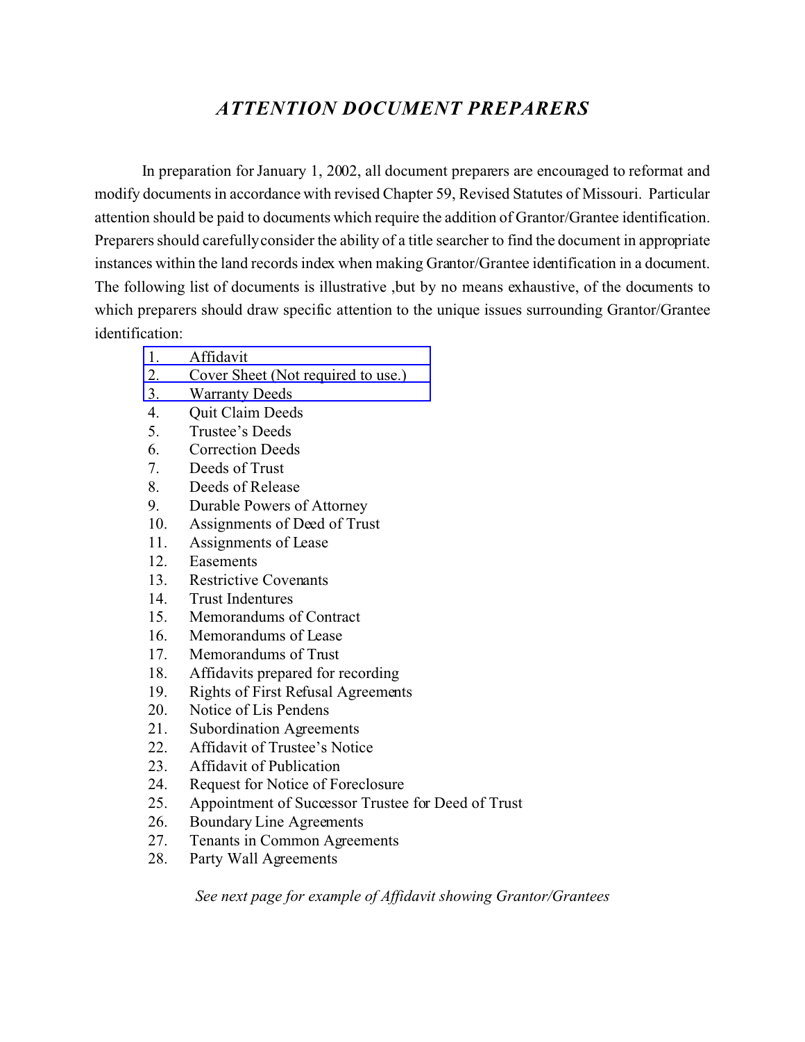# *ATTENTION DOCUMENT PREPARERS*

In preparation for January 1, 2002, all document preparers are encouraged to reformat and modify documents in accordance with revised Chapter 59, Revised Statutes of Missouri. Particular attention should be paid to documents which require the addition of Grantor/Grantee identification. Preparers should carefully consider the ability of a title searcher to find the document in appropriate instances within the land records index when making Grantor/Grantee identification in a document. The following list of documents is illustrative ,but by no means exhaustive, of the documents to which preparers should draw specific attention to the unique issues surrounding Grantor/Grantee identification:

1. Affidavit
2. Cover Sheet (Not required to use.)
3. Warranty Deeds
4. Quit Claim Deeds
5. Trustee's Deeds
6. Correction Deeds
7. Deeds of Trust
8. Deeds of Release
9. Durable Powers of Attorney
10. Assignments of Deed of Trust
11. Assignments of Lease
12. Easements
13. Restrictive Covenants
14. Trust Indentures
15. Memorandums of Contract
16. Memorandums of Lease
17. Memorandums of Trust
18. Affidavits prepared for recording
19. Rights of First Refusal Agreements
20. Notice of Lis Pendens
21. Subordination Agreements
22. Affidavit of Trustee's Notice
23. Affidavit of Publication
24. Request for Notice of Foreclosure
25. Appointment of Successor Trustee for Deed of Trust
26. Boundary Line Agreements
27. Tenants in Common Agreements
28. Party Wall Agreements

*See next page for example of Affidavit showing Grantor/Grantees*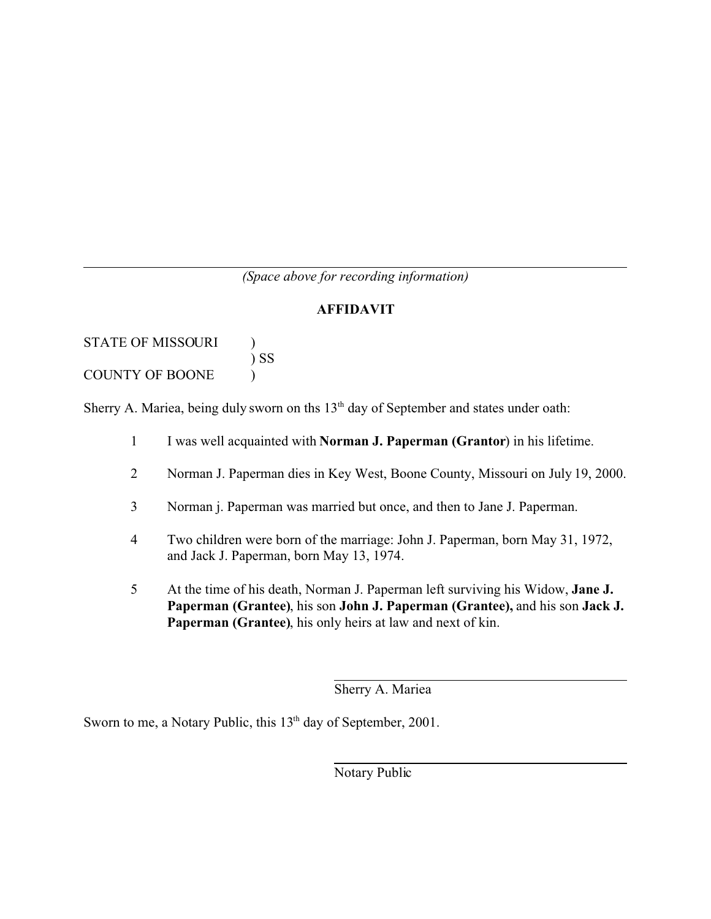*(Space above for recording information)*

**AFFIDAVIT**

STATE OF MISSOURI )
) SS
COUNTY OF BOONE )

Sherry A. Mariea, being duly sworn on ths 13th day of September and states under oath:

1 I was well acquainted with **Norman J. Paperman (Grantor**) in his lifetime.

2 Norman J. Paperman dies in Key West, Boone County, Missouri on July 19, 2000.

3 Norman j. Paperman was married but once, and then to Jane J. Paperman.

4 Two children were born of the marriage: John J. Paperman, born May 31, 1972, and Jack J. Paperman, born May 13, 1974.

5 At the time of his death, Norman J. Paperman left surviving his Widow, **Jane J. Paperman (Grantee)**, his son **John J. Paperman (Grantee),** and his son **Jack J. Paperman (Grantee)**, his only heirs at law and next of kin.

Sherry A. Mariea

Sworn to me, a Notary Public, this 13th day of September, 2001.

Notary Public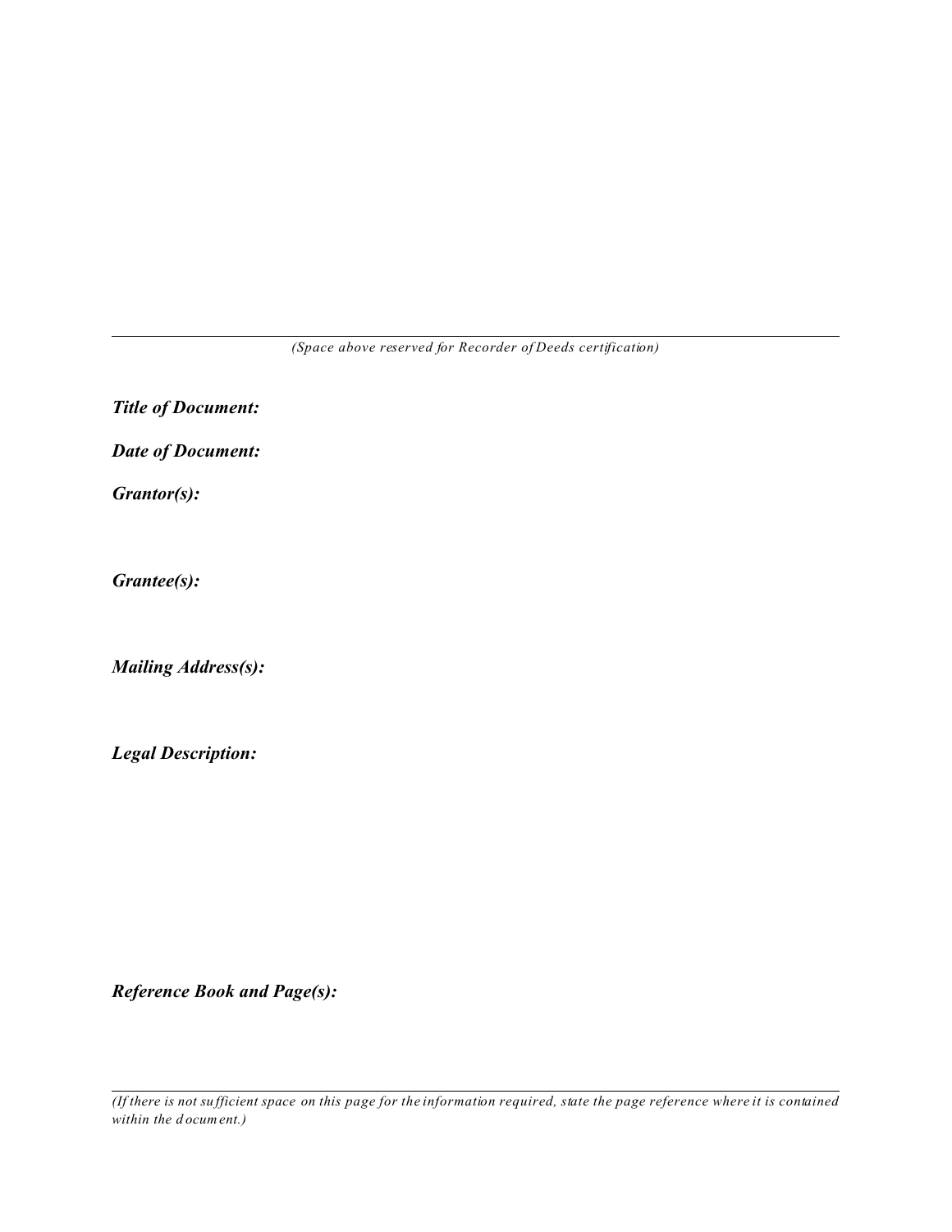---

*(Space above reserved for Recorder of Deeds certification)*

***Title of Document:***

***Date of Document:***

***Grantor(s):***

***Grantee(s):***

***Mailing Address(s):***

***Legal Description:***

***Reference Book and Page(s):***

---

*(If there is not sufficient space on this page for the information required, state the page reference where it is contained within the document.)*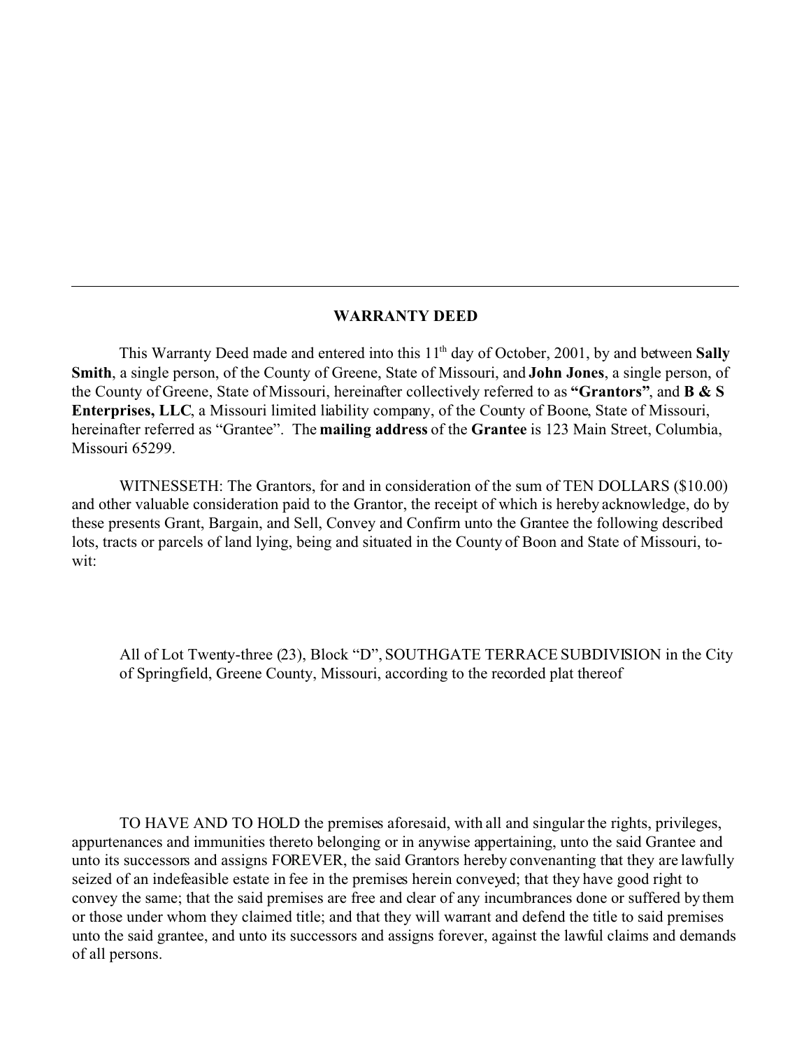---

# WARRANTY DEED

This Warranty Deed made and entered into this 11th day of October, 2001, by and between **Sally Smith**, a single person, of the County of Greene, State of Missouri, and **John Jones**, a single person, of the County of Greene, State of Missouri, hereinafter collectively referred to as **"Grantors"**, and **B & S Enterprises, LLC**, a Missouri limited liability company, of the County of Boone, State of Missouri, hereinafter referred as "Grantee". The **mailing address** of the **Grantee** is 123 Main Street, Columbia, Missouri 65299.

WITNESSETH: The Grantors, for and in consideration of the sum of TEN DOLLARS ($10.00) and other valuable consideration paid to the Grantor, the receipt of which is hereby acknowledge, do by these presents Grant, Bargain, and Sell, Convey and Confirm unto the Grantee the following described lots, tracts or parcels of land lying, being and situated in the County of Boon and State of Missouri, to-wit:

> All of Lot Twenty-three (23), Block "D", SOUTHGATE TERRACE SUBDIVISION in the City of Springfield, Greene County, Missouri, according to the recorded plat thereof

TO HAVE AND TO HOLD the premises aforesaid, with all and singular the rights, privileges, appurtenances and immunities thereto belonging or in anywise appertaining, unto the said Grantee and unto its successors and assigns FOREVER, the said Grantors hereby convenanting that they are lawfully seized of an indefeasible estate in fee in the premises herein conveyed; that they have good right to convey the same; that the said premises are free and clear of any incumbrances done or suffered by them or those under whom they claimed title; and that they will warrant and defend the title to said premises unto the said grantee, and unto its successors and assigns forever, against the lawful claims and demands of all persons.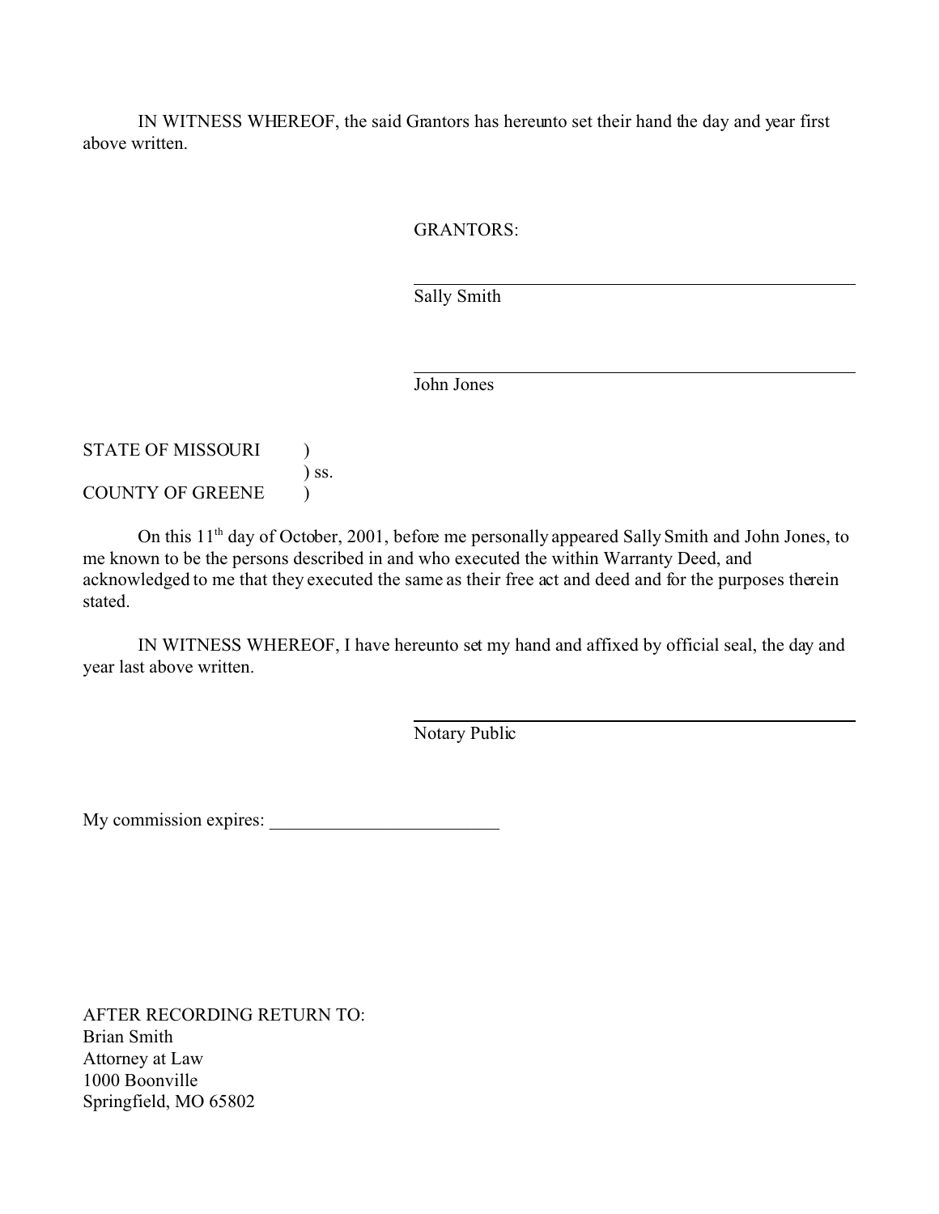IN WITNESS WHEREOF, the said Grantors has hereunto set their hand the day and year first above written.

GRANTORS:

\_\_\_\_\_\_\_\_\_\_\_\_\_\_\_\_\_\_\_\_\_\_\_\_\_\_\_\_\_\_\_\_\_\_\_\_\_\_\_\_
Sally Smith

\_\_\_\_\_\_\_\_\_\_\_\_\_\_\_\_\_\_\_\_\_\_\_\_\_\_\_\_\_\_\_\_\_\_\_\_\_\_\_\_
John Jones

STATE OF MISSOURI )
) ss.
COUNTY OF GREENE )

On this 11th day of October, 2001, before me personally appeared Sally Smith and John Jones, to me known to be the persons described in and who executed the within Warranty Deed, and acknowledged to me that they executed the same as their free act and deed and for the purposes therein stated.

IN WITNESS WHEREOF, I have hereunto set my hand and affixed by official seal, the day and year last above written.

\_\_\_\_\_\_\_\_\_\_\_\_\_\_\_\_\_\_\_\_\_\_\_\_\_\_\_\_\_\_\_\_\_\_\_\_\_\_\_\_
Notary Public

My commission expires: \_\_\_\_\_\_\_\_\_\_\_\_\_\_\_\_\_\_\_\_\_\_\_\_\_

AFTER RECORDING RETURN TO:
Brian Smith
Attorney at Law
1000 Boonville
Springfield, MO 65802